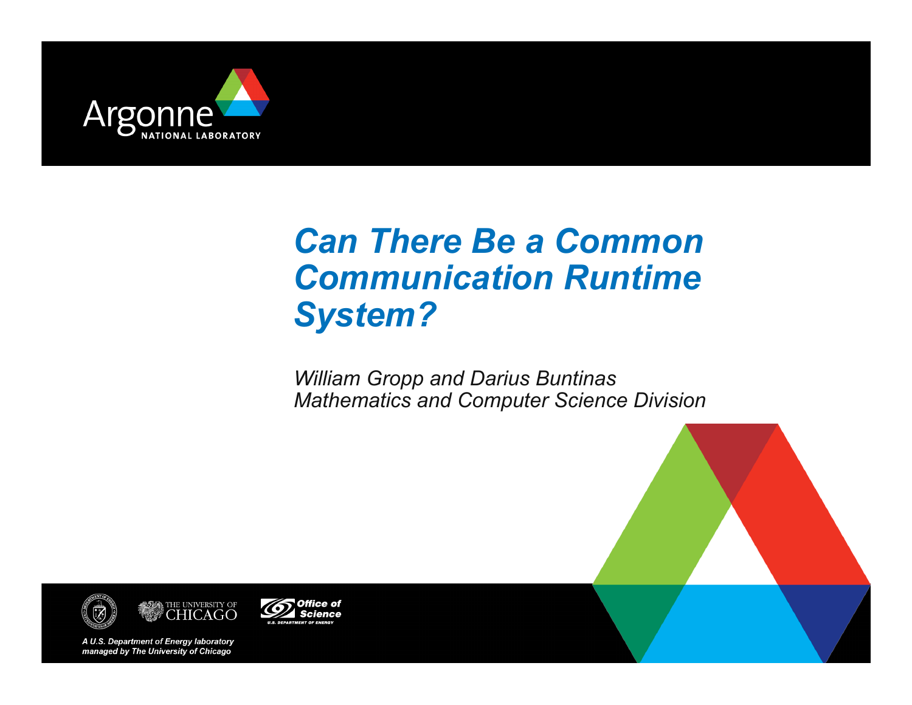# *Can There Be a Common Communication Runtime System?*

*William Gropp and Darius Buntinas*
*Mathematics and Computer Science Division*

*A U.S. Department of Energy laboratory managed by The University of Chicago*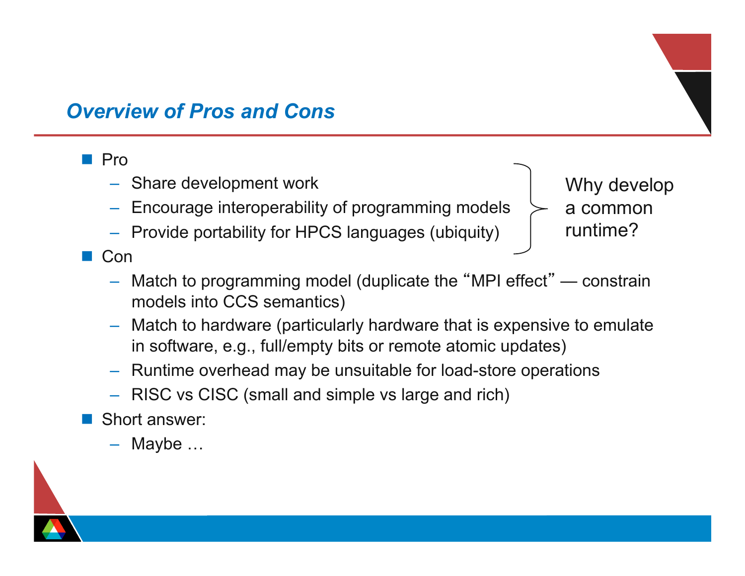## *Overview of Pros and Cons*

- Pro
  - Share development work
  - Encourage interoperability of programming models
  - Provide portability for HPCS languages (ubiquity)

  } Why develop a common runtime?

- Con
  - Match to programming model (duplicate the "MPI effect" — constrain models into CCS semantics)
  - Match to hardware (particularly hardware that is expensive to emulate in software, e.g., full/empty bits or remote atomic updates)
  - Runtime overhead may be unsuitable for load-store operations
  - RISC vs CISC (small and simple vs large and rich)
- Short answer:
  - Maybe …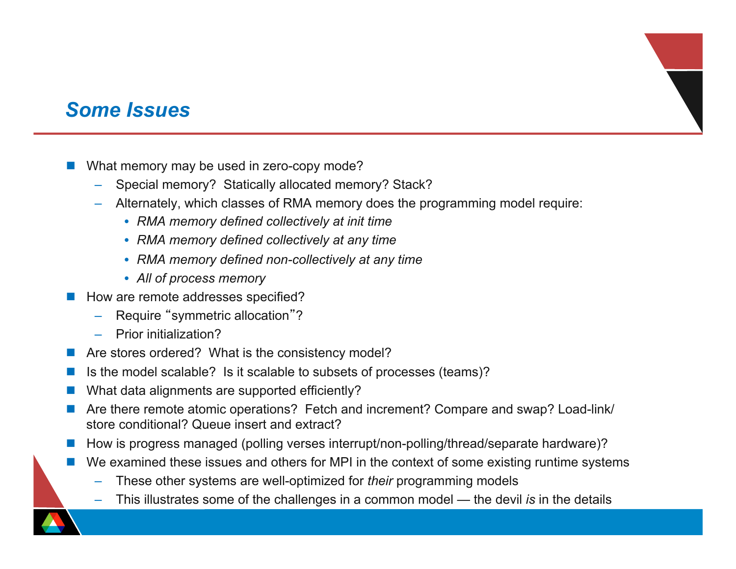## Some Issues

- What memory may be used in zero-copy mode?
  - Special memory?  Statically allocated memory? Stack?
  - Alternately, which classes of RMA memory does the programming model require:
    - *RMA memory defined collectively at init time*
    - *RMA memory defined collectively at any time*
    - *RMA memory defined non-collectively at any time*
    - *All of process memory*
- How are remote addresses specified?
  - Require "symmetric allocation"?
  - Prior initialization?
- Are stores ordered?  What is the consistency model?
- Is the model scalable?  Is it scalable to subsets of processes (teams)?
- What data alignments are supported efficiently?
- Are there remote atomic operations?  Fetch and increment? Compare and swap? Load-link/store conditional? Queue insert and extract?
- How is progress managed (polling verses interrupt/non-polling/thread/separate hardware)?
- We examined these issues and others for MPI in the context of some existing runtime systems
  - These other systems are well-optimized for *their* programming models
  - This illustrates some of the challenges in a common model — the devil *is* in the details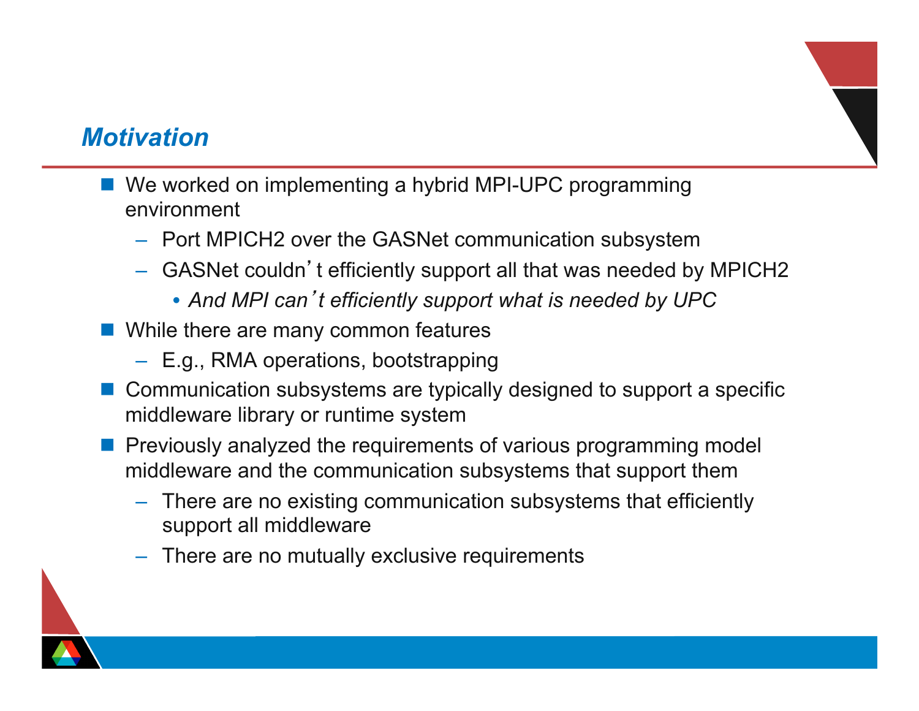## *Motivation*

- We worked on implementing a hybrid MPI-UPC programming environment
  - Port MPICH2 over the GASNet communication subsystem
  - GASNet couldn't efficiently support all that was needed by MPICH2
    - *And MPI can't efficiently support what is needed by UPC*
- While there are many common features
  - E.g., RMA operations, bootstrapping
- Communication subsystems are typically designed to support a specific middleware library or runtime system
- Previously analyzed the requirements of various programming model middleware and the communication subsystems that support them
  - There are no existing communication subsystems that efficiently support all middleware
  - There are no mutually exclusive requirements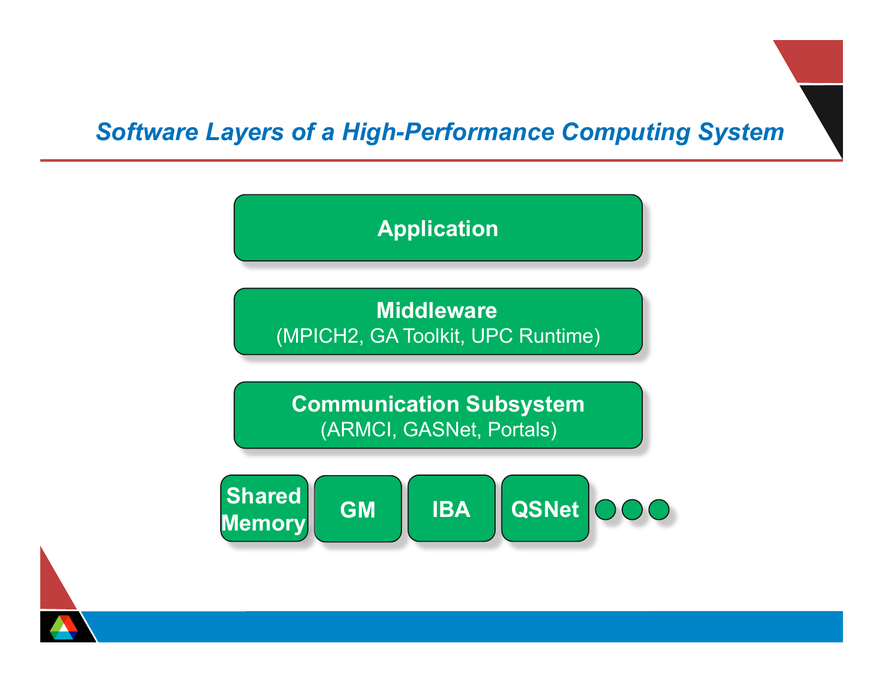# Software Layers of a High-Performance Computing System

**Application**

**Middleware**
(MPICH2, GA Toolkit, UPC Runtime)

**Communication Subsystem**
(ARMCI, GASNet, Portals)

**Shared Memory** | **GM** | **IBA** | **QSNet** | ...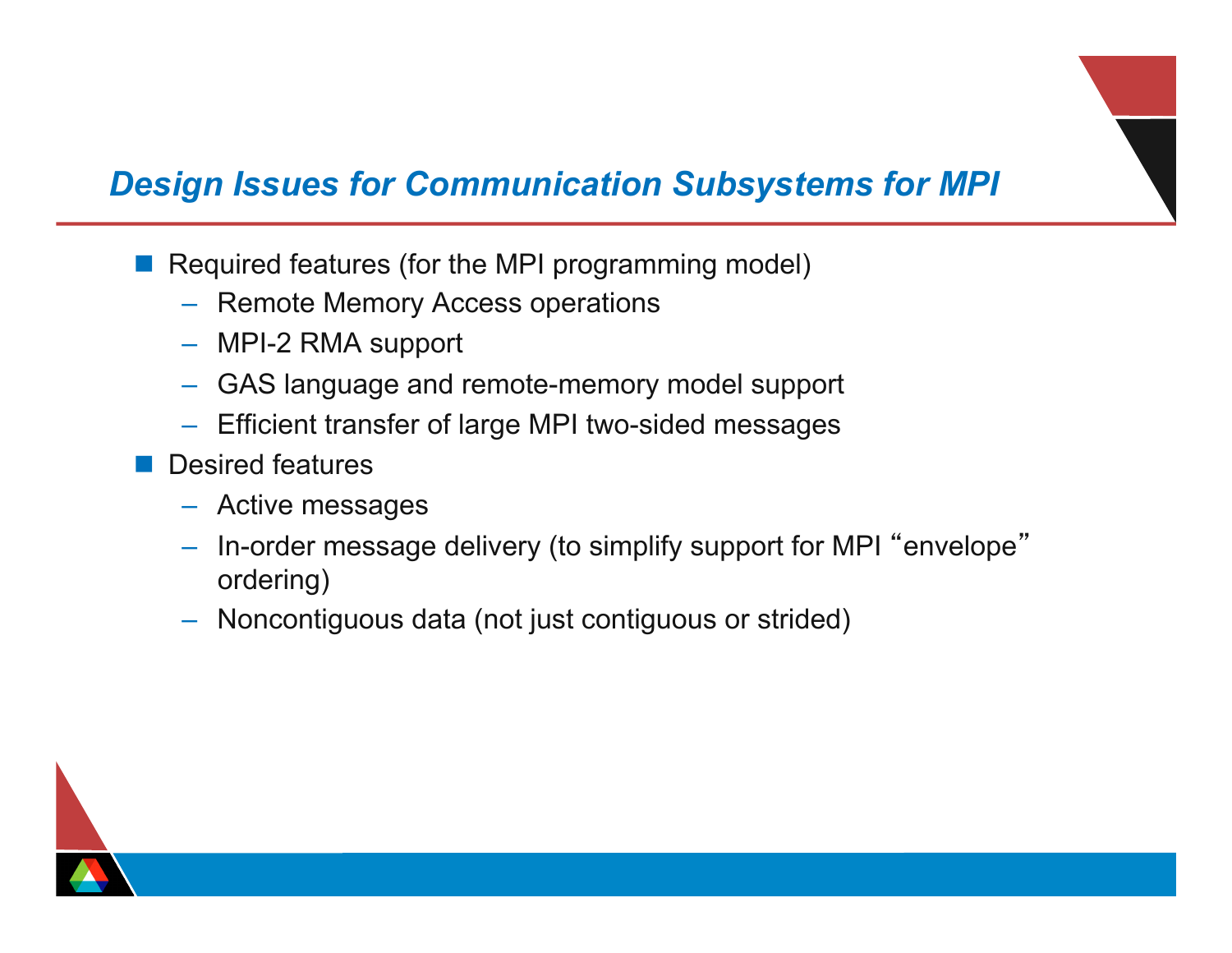## *Design Issues for Communication Subsystems for MPI*

- Required features (for the MPI programming model)
  - Remote Memory Access operations
  - MPI-2 RMA support
  - GAS language and remote-memory model support
  - Efficient transfer of large MPI two-sided messages
- Desired features
  - Active messages
  - In-order message delivery (to simplify support for MPI “envelope” ordering)
  - Noncontiguous data (not just contiguous or strided)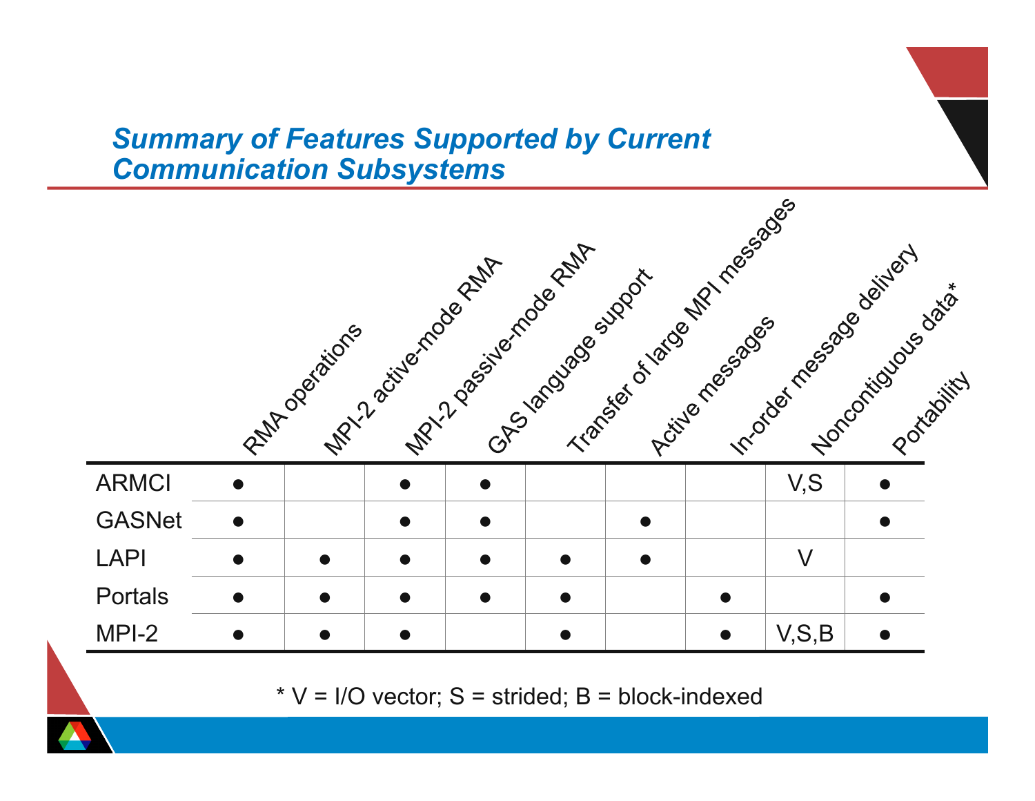## *Summary of Features Supported by Current Communication Subsystems*

| | RMA operations | MPI-2 active-mode RMA | MPI-2 passive-mode RMA | GAS language support | Transfer of large MPI messages | Active messages | In-order message delivery | Noncontiguous data* | Portability |
|---|---|---|---|---|---|---|---|---|---|
| ARMCI | ● | | ● | ● | | | | V,S | ● |
| GASNet | ● | | ● | ● | | ● | | | ● |
| LAPI | ● | ● | ● | ● | ● | ● | | V | |
| Portals | ● | ● | ● | ● | ● | | ● | | ● |
| MPI-2 | ● | ● | ● | | ● | | ● | V,S,B | ● |

* V = I/O vector; S = strided; B = block-indexed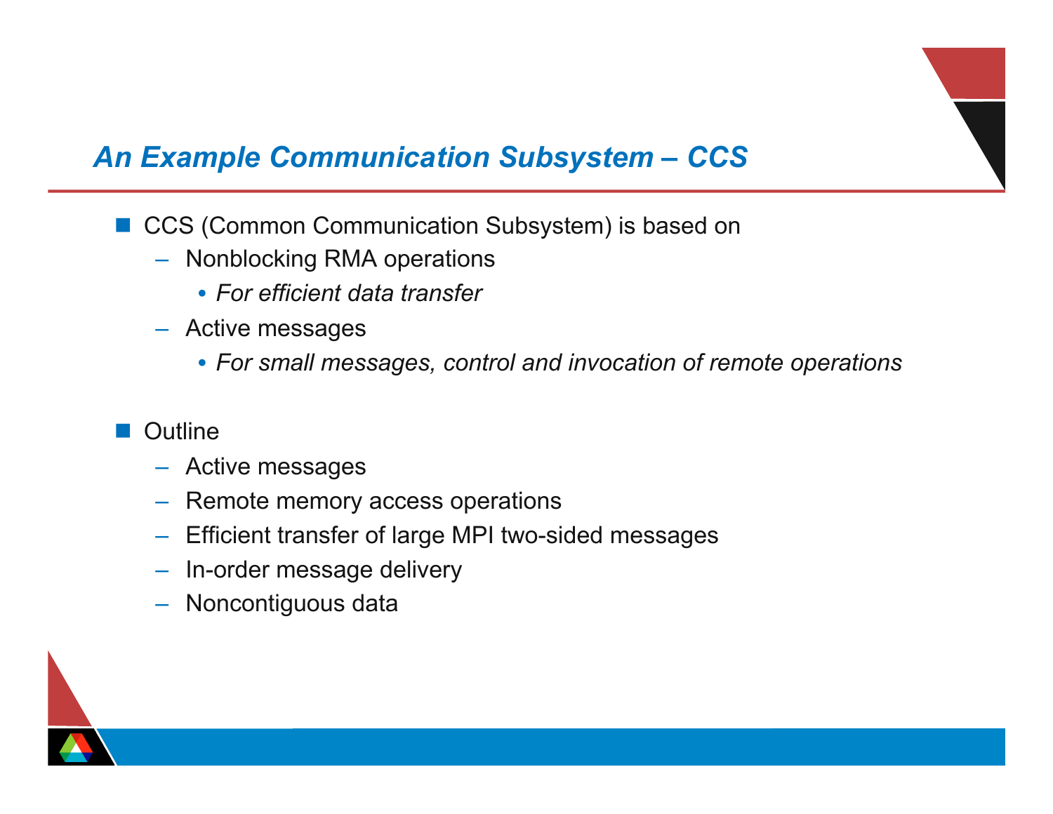## *An Example Communication Subsystem – CCS*

- CCS (Common Communication Subsystem) is based on
  - Nonblocking RMA operations
    - *For efficient data transfer*
  - Active messages
    - *For small messages, control and invocation of remote operations*

- Outline
  - Active messages
  - Remote memory access operations
  - Efficient transfer of large MPI two-sided messages
  - In-order message delivery
  - Noncontiguous data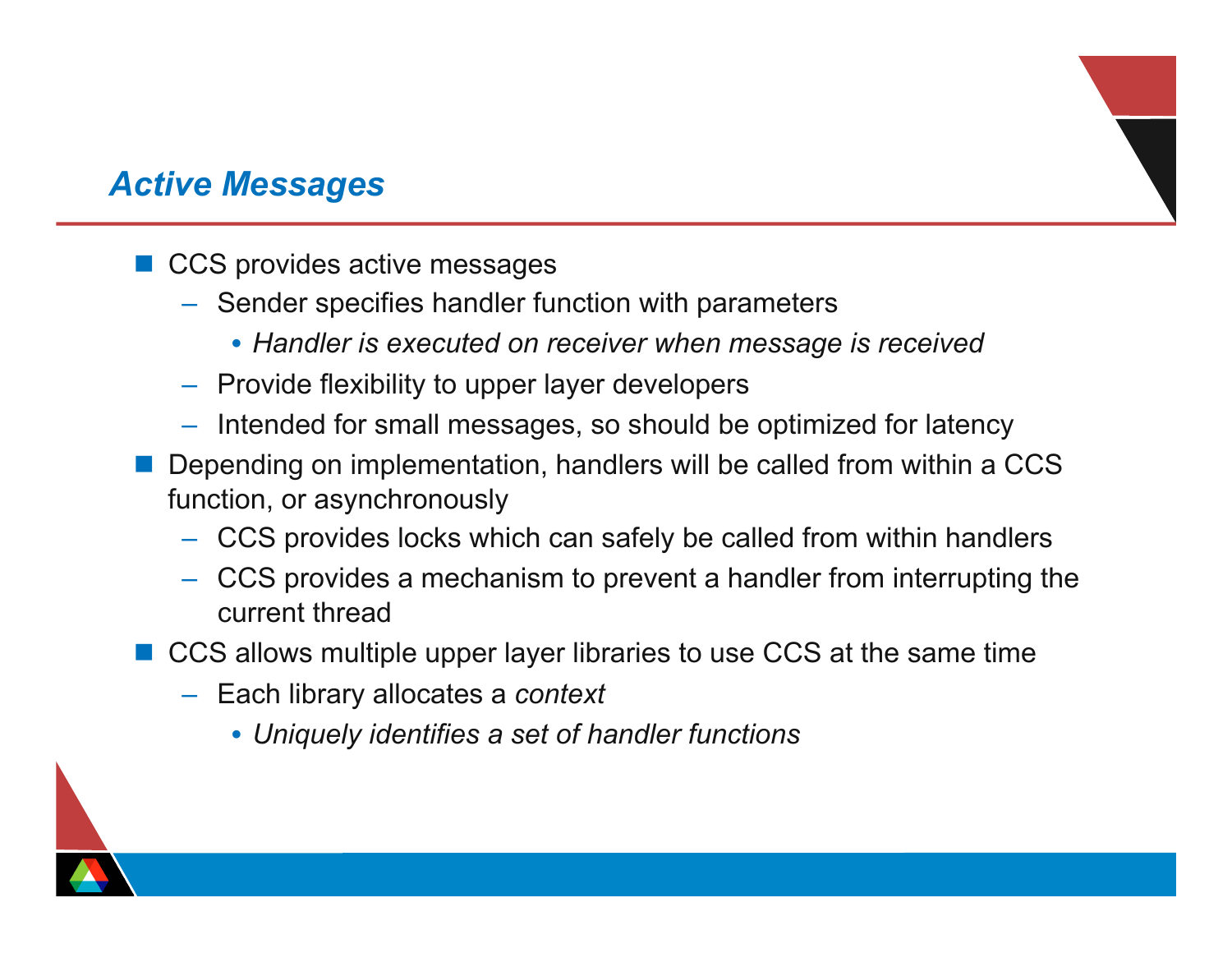## *Active Messages*

- CCS provides active messages
  - Sender specifies handler function with parameters
    - *Handler is executed on receiver when message is received*
  - Provide flexibility to upper layer developers
  - Intended for small messages, so should be optimized for latency
- Depending on implementation, handlers will be called from within a CCS function, or asynchronously
  - CCS provides locks which can safely be called from within handlers
  - CCS provides a mechanism to prevent a handler from interrupting the current thread
- CCS allows multiple upper layer libraries to use CCS at the same time
  - Each library allocates a *context*
    - *Uniquely identifies a set of handler functions*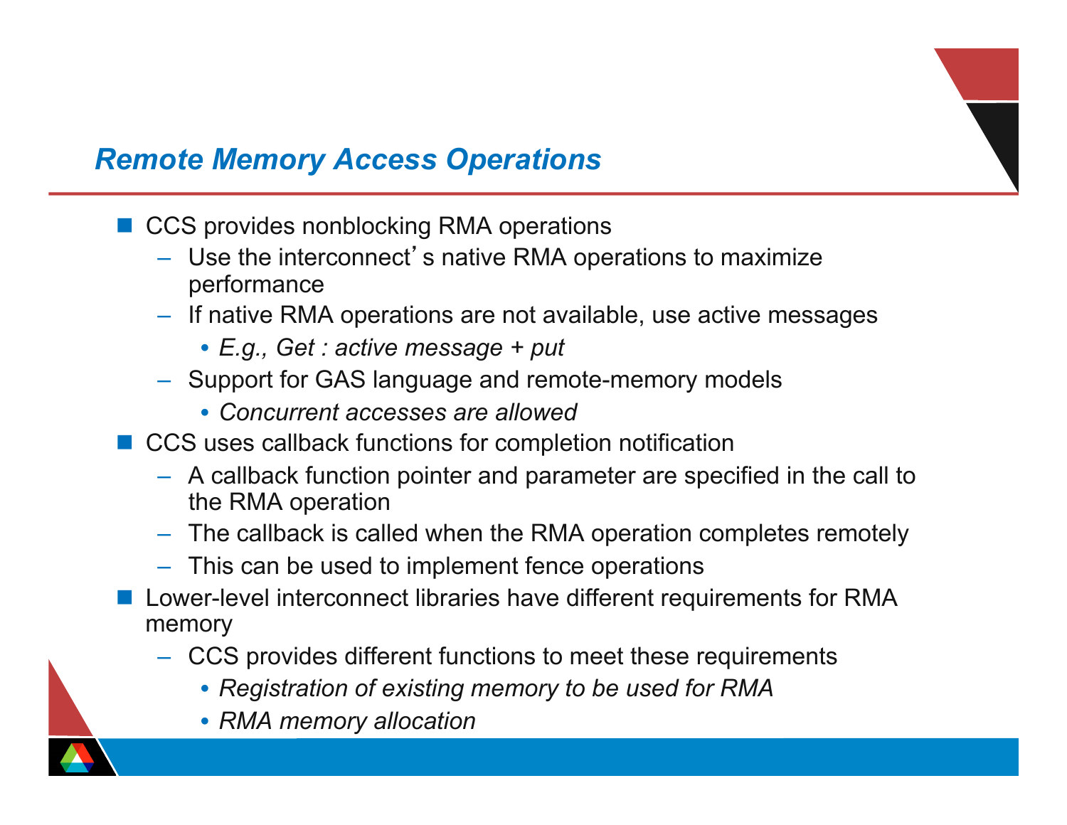## Remote Memory Access Operations

- CCS provides nonblocking RMA operations
  - Use the interconnect's native RMA operations to maximize performance
  - If native RMA operations are not available, use active messages
    - *E.g., Get : active message + put*
  - Support for GAS language and remote-memory models
    - *Concurrent accesses are allowed*
- CCS uses callback functions for completion notification
  - A callback function pointer and parameter are specified in the call to the RMA operation
  - The callback is called when the RMA operation completes remotely
  - This can be used to implement fence operations
- Lower-level interconnect libraries have different requirements for RMA memory
  - CCS provides different functions to meet these requirements
    - *Registration of existing memory to be used for RMA*
    - *RMA memory allocation*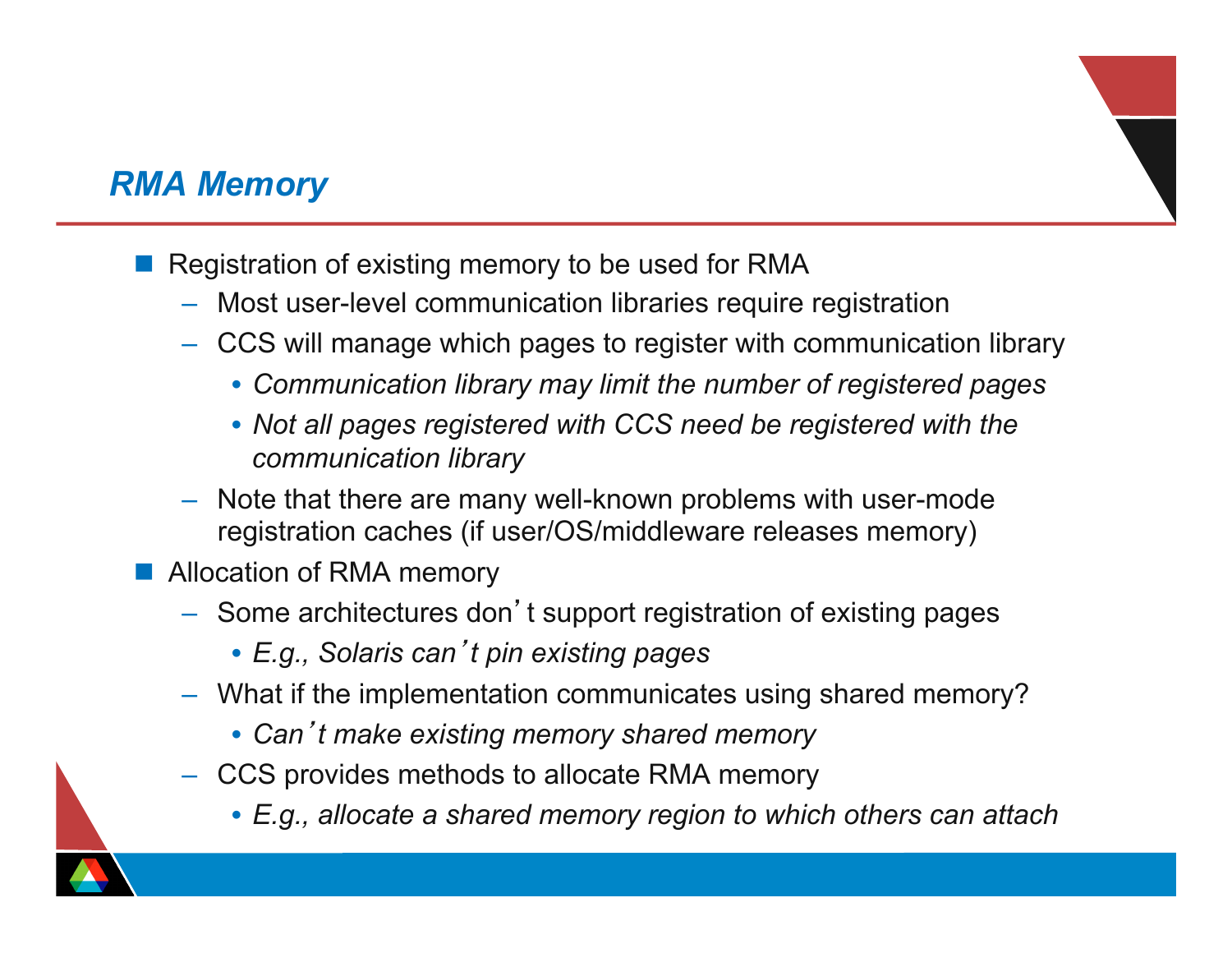## *RMA Memory*

- Registration of existing memory to be used for RMA
  - Most user-level communication libraries require registration
  - CCS will manage which pages to register with communication library
    - *Communication library may limit the number of registered pages*
    - *Not all pages registered with CCS need be registered with the communication library*
  - Note that there are many well-known problems with user-mode registration caches (if user/OS/middleware releases memory)
- Allocation of RMA memory
  - Some architectures don't support registration of existing pages
    - *E.g., Solaris can't pin existing pages*
  - What if the implementation communicates using shared memory?
    - *Can't make existing memory shared memory*
  - CCS provides methods to allocate RMA memory
    - *E.g., allocate a shared memory region to which others can attach*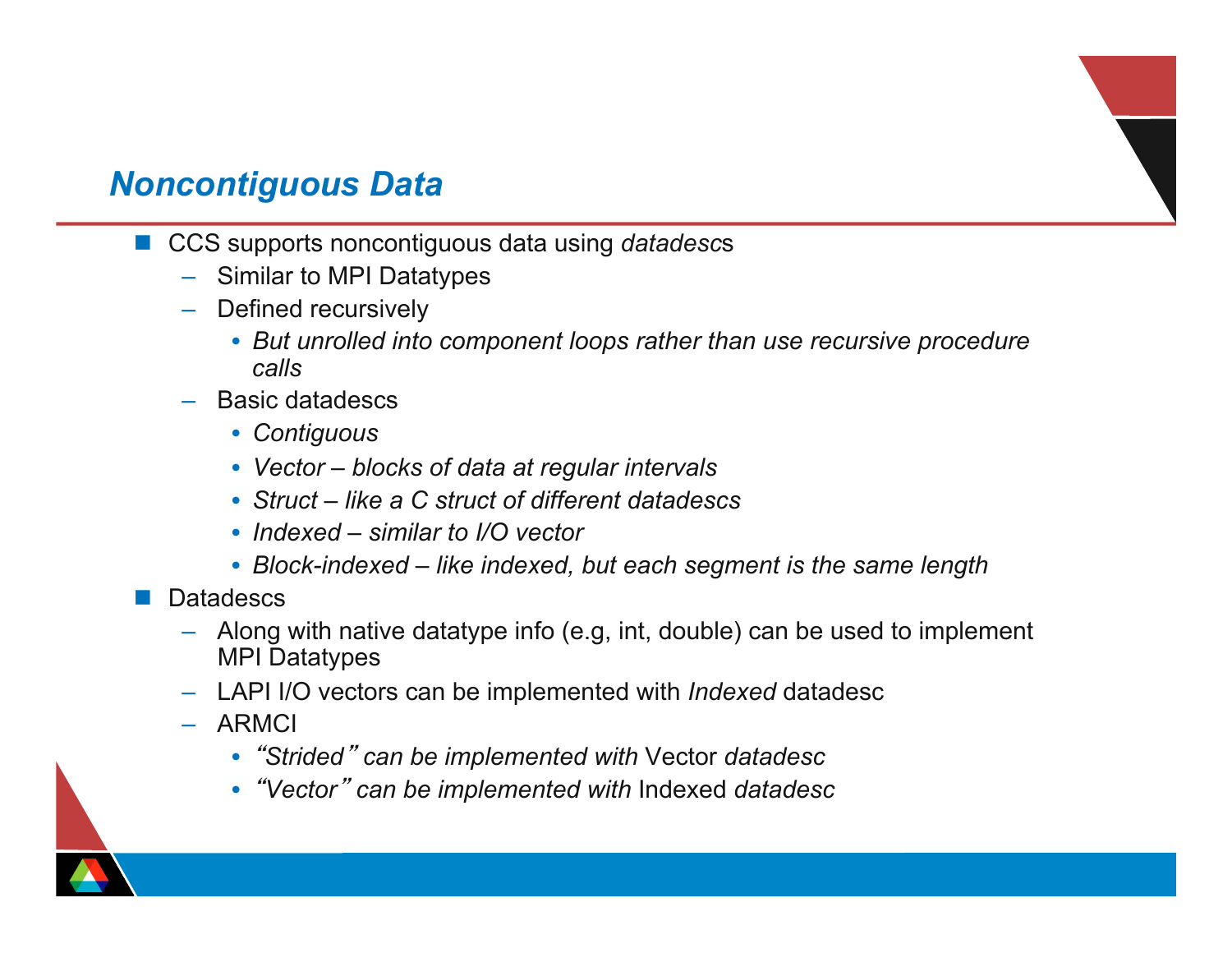## *Noncontiguous Data*

- CCS supports noncontiguous data using *datadesc*s
  - Similar to MPI Datatypes
  - Defined recursively
    - *But unrolled into component loops rather than use recursive procedure calls*
  - Basic datadescs
    - *Contiguous*
    - *Vector – blocks of data at regular intervals*
    - *Struct – like a C struct of different datadescs*
    - *Indexed – similar to I/O vector*
    - *Block-indexed – like indexed, but each segment is the same length*
- Datadescs
  - Along with native datatype info (e.g, int, double) can be used to implement MPI Datatypes
  - LAPI I/O vectors can be implemented with *Indexed* datadesc
  - ARMCI
    - *"Strided" can be implemented with* Vector *datadesc*
    - *"Vector" can be implemented with* Indexed *datadesc*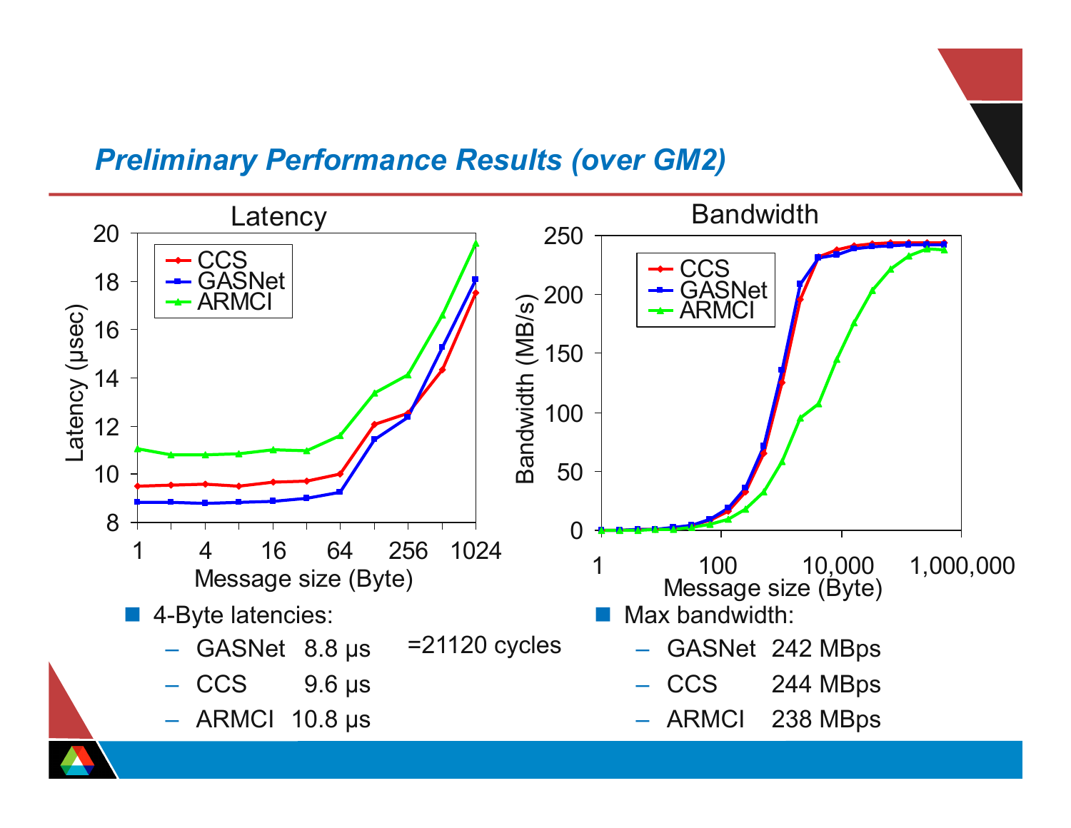## *Preliminary Performance Results (over GM2)*

- 4-Byte latencies:
  - GASNet 8.8 µs =21120 cycles
  - CCS 9.6 µs
  - ARMCI 10.8 µs

- Max bandwidth:
  - GASNet 242 MBps
  - CCS 244 MBps
  - ARMCI 238 MBps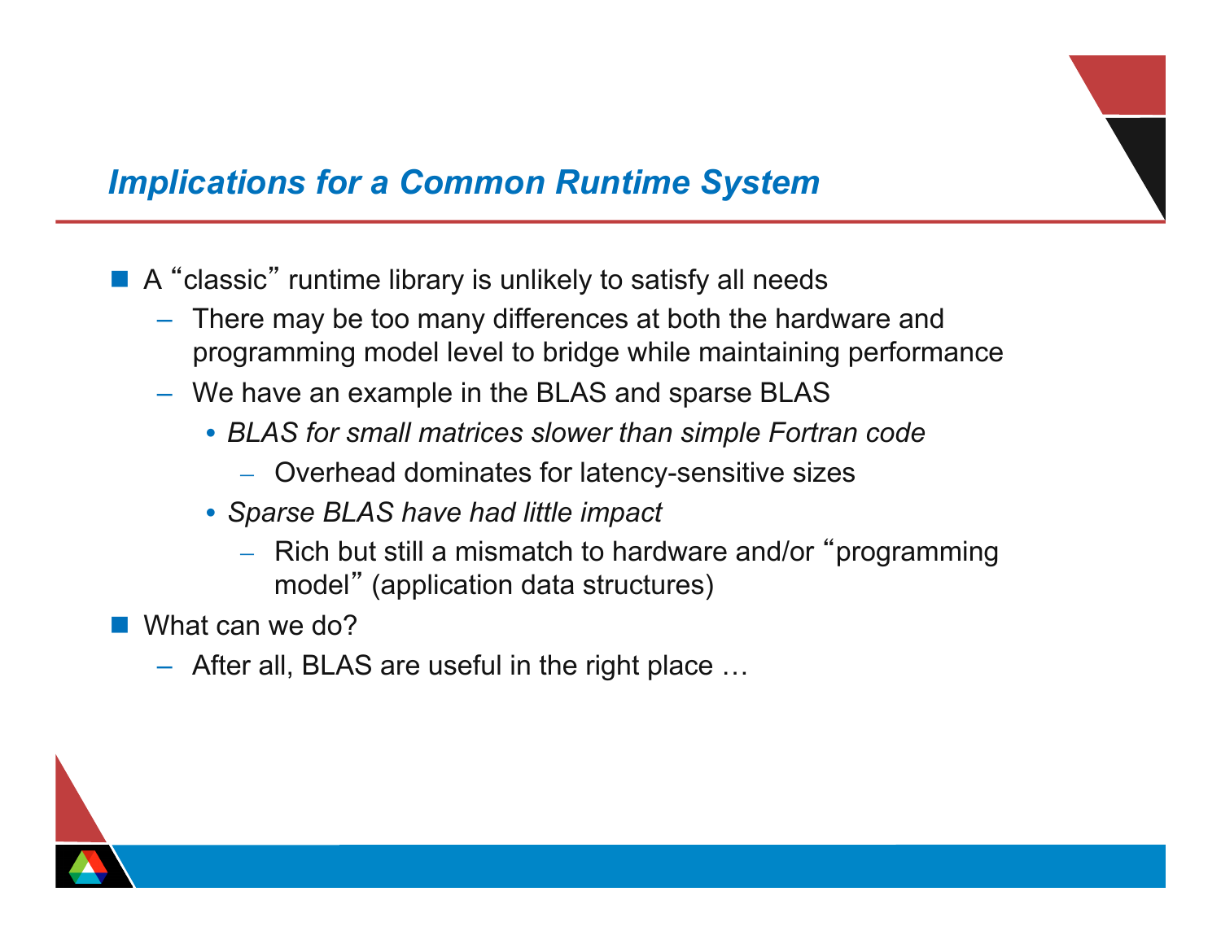## *Implications for a Common Runtime System*

- A “classic” runtime library is unlikely to satisfy all needs
  - There may be too many differences at both the hardware and programming model level to bridge while maintaining performance
  - We have an example in the BLAS and sparse BLAS
    - *BLAS for small matrices slower than simple Fortran code*
      - Overhead dominates for latency-sensitive sizes
    - *Sparse BLAS have had little impact*
      - Rich but still a mismatch to hardware and/or “programming model” (application data structures)
- What can we do?
  - After all, BLAS are useful in the right place …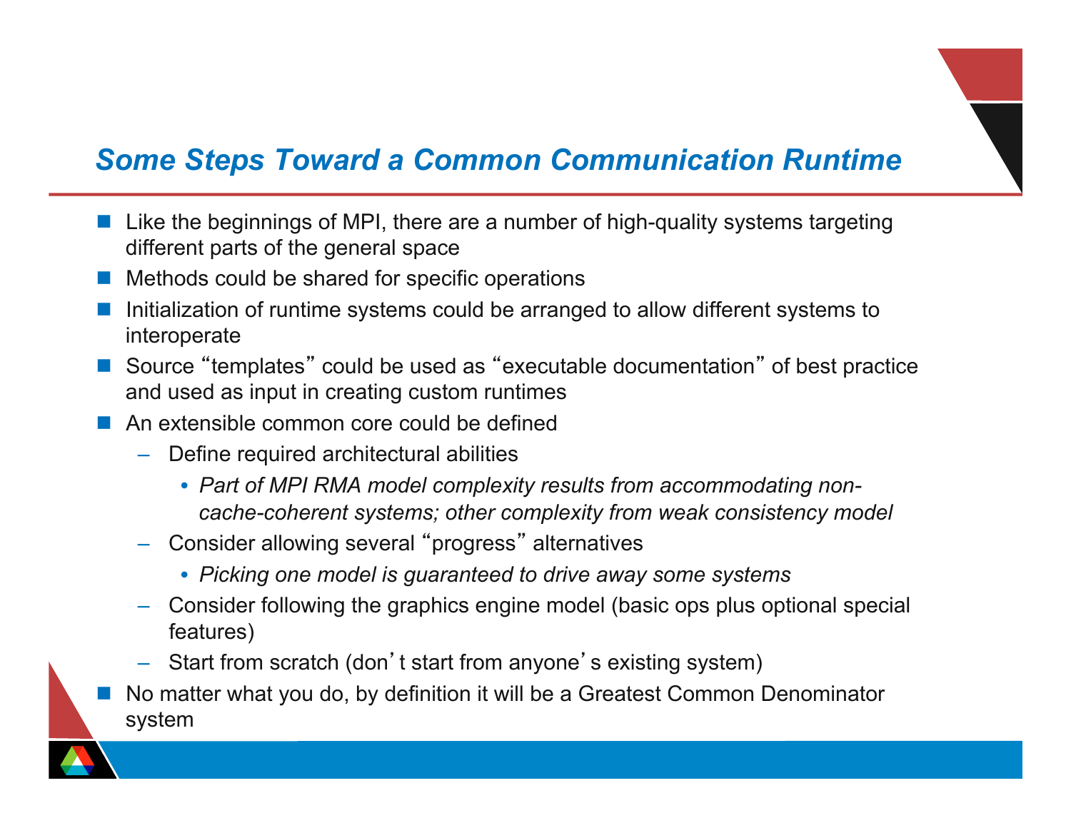## *Some Steps Toward a Common Communication Runtime*

- Like the beginnings of MPI, there are a number of high-quality systems targeting different parts of the general space
- Methods could be shared for specific operations
- Initialization of runtime systems could be arranged to allow different systems to interoperate
- Source "templates" could be used as "executable documentation" of best practice and used as input in creating custom runtimes
- An extensible common core could be defined
  - Define required architectural abilities
    - *Part of MPI RMA model complexity results from accommodating non-cache-coherent systems; other complexity from weak consistency model*
  - Consider allowing several "progress" alternatives
    - *Picking one model is guaranteed to drive away some systems*
  - Consider following the graphics engine model (basic ops plus optional special features)
  - Start from scratch (don't start from anyone's existing system)
- No matter what you do, by definition it will be a Greatest Common Denominator system